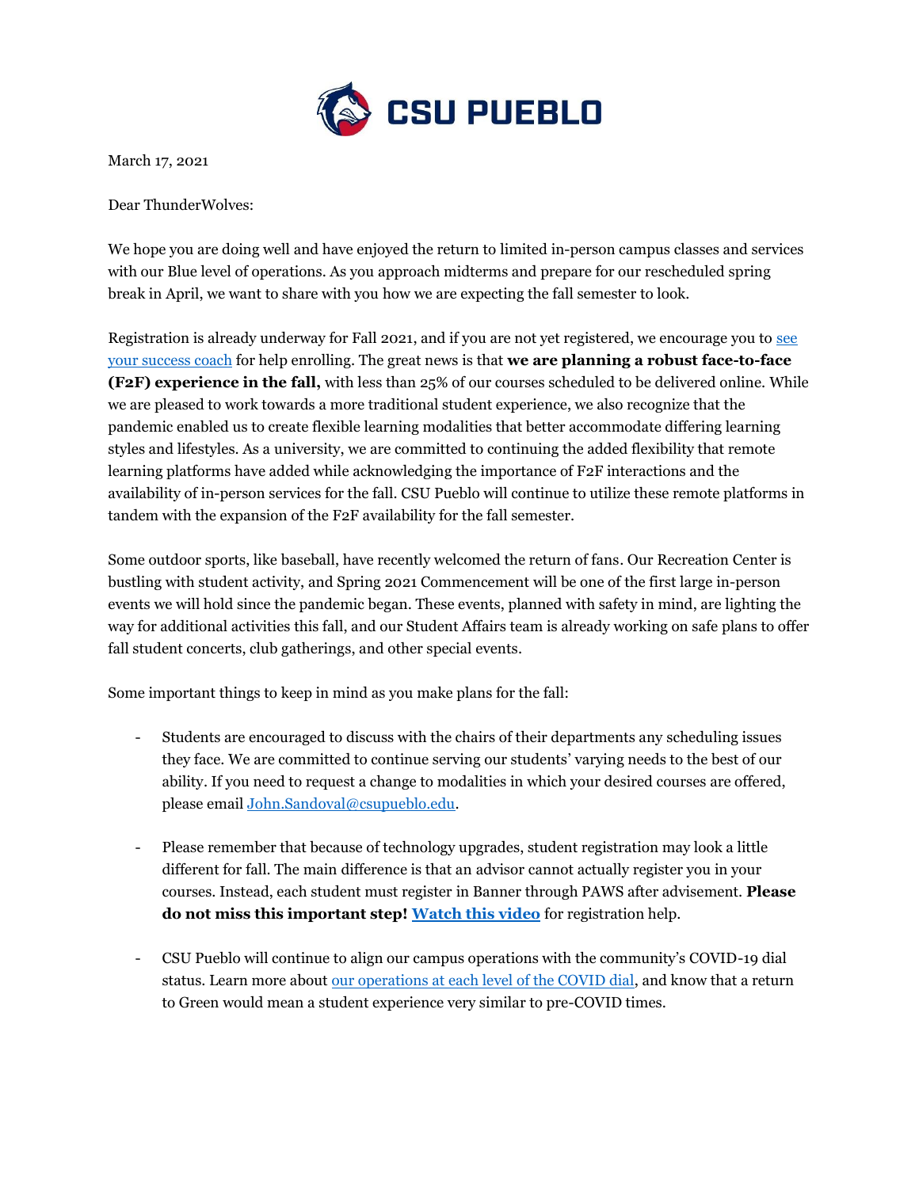CSU PUEBLO

March 17, 2021

Dear ThunderWolves:

We hope you are doing well and have enjoyed the return to limited in-person campus classes and services with our Blue level of operations. As you approach midterms and prepare for our rescheduled spring break in April, we want to share with you how we are expecting the fall semester to look.

Registration is already underway for Fall 2021, and if you are not yet registered, we encourage you to [see your success coach]() for help enrolling. The great news is that **we are planning a robust face-to-face (F2F) experience in the fall,** with less than 25% of our courses scheduled to be delivered online. While we are pleased to work towards a more traditional student experience, we also recognize that the pandemic enabled us to create flexible learning modalities that better accommodate differing learning styles and lifestyles. As a university, we are committed to continuing the added flexibility that remote learning platforms have added while acknowledging the importance of F2F interactions and the availability of in-person services for the fall. CSU Pueblo will continue to utilize these remote platforms in tandem with the expansion of the F2F availability for the fall semester.

Some outdoor sports, like baseball, have recently welcomed the return of fans. Our Recreation Center is bustling with student activity, and Spring 2021 Commencement will be one of the first large in-person events we will hold since the pandemic began. These events, planned with safety in mind, are lighting the way for additional activities this fall, and our Student Affairs team is already working on safe plans to offer fall student concerts, club gatherings, and other special events.

Some important things to keep in mind as you make plans for the fall:

- Students are encouraged to discuss with the chairs of their departments any scheduling issues they face. We are committed to continue serving our students' varying needs to the best of our ability. If you need to request a change to modalities in which your desired courses are offered, please email John.Sandoval@csupueblo.edu.

- Please remember that because of technology upgrades, student registration may look a little different for fall. The main difference is that an advisor cannot actually register you in your courses. Instead, each student must register in Banner through PAWS after advisement. **Please do not miss this important step! [Watch this video]()** for registration help.

- CSU Pueblo will continue to align our campus operations with the community's COVID-19 dial status. Learn more about [our operations at each level of the COVID dial](), and know that a return to Green would mean a student experience very similar to pre-COVID times.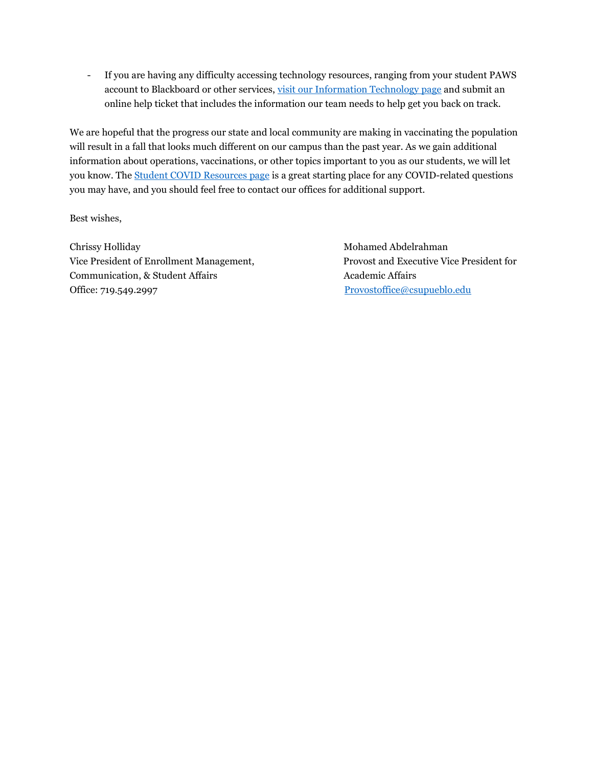- If you are having any difficulty accessing technology resources, ranging from your student PAWS account to Blackboard or other services, visit our Information Technology page and submit an online help ticket that includes the information our team needs to help get you back on track.

We are hopeful that the progress our state and local community are making in vaccinating the population will result in a fall that looks much different on our campus than the past year. As we gain additional information about operations, vaccinations, or other topics important to you as our students, we will let you know. The Student COVID Resources page is a great starting place for any COVID-related questions you may have, and you should feel free to contact our offices for additional support.

Best wishes,

Chrissy Holliday
Vice President of Enrollment Management, Communication, & Student Affairs
Office: 719.549.2997

Mohamed Abdelrahman
Provost and Executive Vice President for Academic Affairs
Provostoffice@csupueblo.edu